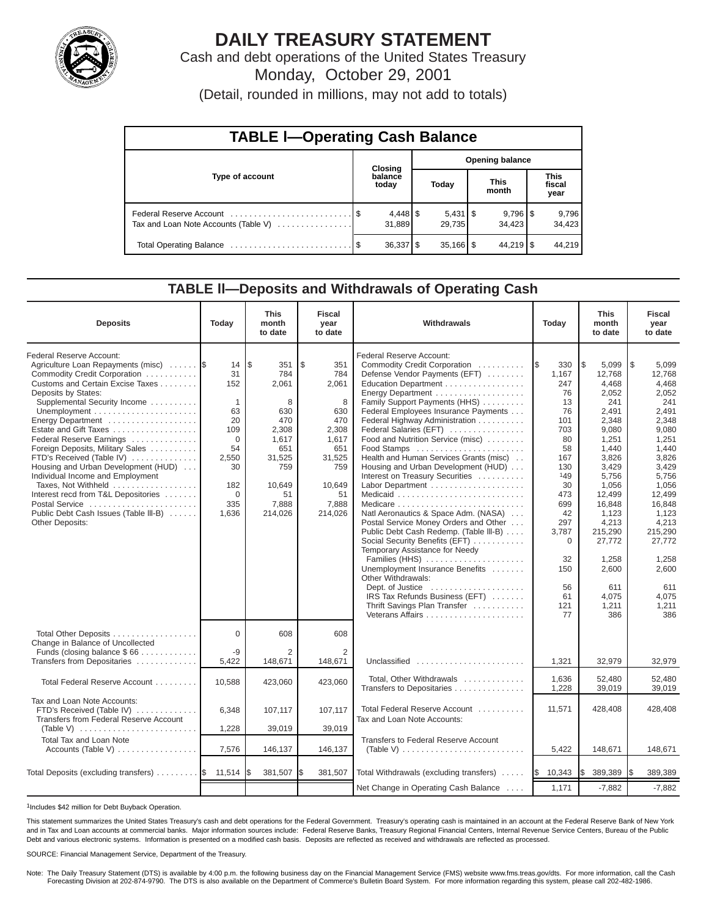# DAILY TREASURY STATEMENT

Cash and debt operations of the United States Treasury

Monday, October 29, 2001

(Detail, rounded in millions, may not add to totals)

## TABLE I—Operating Cash Balance

| Type of account | Closing balance today | Opening balance Today | Opening balance This month | Opening balance This fiscal year |
|---|---|---|---|---|
| Federal Reserve Account | $ 4,448 | $ 5,431 | $ 9,796 | $ 9,796 |
| Tax and Loan Note Accounts (Table V) | 31,889 | 29,735 | 34,423 | 34,423 |
| Total Operating Balance | $ 36,337 | $ 35,166 | $ 44,219 | $ 44,219 |

## TABLE II—Deposits and Withdrawals of Operating Cash

| Deposits | Today | This month to date | Fiscal year to date |
|---|---|---|---|
| Federal Reserve Account: | | | |
| Agriculture Loan Repayments (misc) | $ 14 | $ 351 | $ 351 |
| Commodity Credit Corporation | 31 | 784 | 784 |
| Customs and Certain Excise Taxes | 152 | 2,061 | 2,061 |
| Deposits by States: | | | |
| Supplemental Security Income | 1 | 8 | 8 |
| Unemployment | 63 | 630 | 630 |
| Energy Department | 20 | 470 | 470 |
| Estate and Gift Taxes | 109 | 2,308 | 2,308 |
| Federal Reserve Earnings | 0 | 1,617 | 1,617 |
| Foreign Deposits, Military Sales | 54 | 651 | 651 |
| FTD's Received (Table IV) | 2,550 | 31,525 | 31,525 |
| Housing and Urban Development (HUD) | 30 | 759 | 759 |
| Individual Income and Employment Taxes, Not Withheld | 182 | 10,649 | 10,649 |
| Interest recd from T&L Depositories | 0 | 51 | 51 |
| Postal Service | 335 | 7,888 | 7,888 |
| Public Debt Cash Issues (Table III-B) | 1,636 | 214,026 | 214,026 |
| Other Deposits: | | | |
| Total Other Deposits | 0 | 608 | 608 |
| Change in Balance of Uncollected Funds (closing balance $ 66) | -9 | 2 | 2 |
| Transfers from Depositaries | 5,422 | 148,671 | 148,671 |
| Total Federal Reserve Account | 10,588 | 423,060 | 423,060 |
| Tax and Loan Note Accounts: | | | |
| FTD's Received (Table IV) | 6,348 | 107,117 | 107,117 |
| Transfers from Federal Reserve Account (Table V) | 1,228 | 39,019 | 39,019 |
| Total Tax and Loan Note Accounts (Table V) | 7,576 | 146,137 | 146,137 |
| Total Deposits (excluding transfers) | $ 11,514 | $ 381,507 | $ 381,507 |

| Withdrawals | Today | This month to date | Fiscal year to date |
|---|---|---|---|
| Federal Reserve Account: | | | |
| Commodity Credit Corporation | $ 330 | $ 5,099 | $ 5,099 |
| Defense Vendor Payments (EFT) | 1,167 | 12,768 | 12,768 |
| Education Department | 247 | 4,468 | 4,468 |
| Energy Department | 76 | 2,052 | 2,052 |
| Family Support Payments (HHS) | 13 | 241 | 241 |
| Federal Employees Insurance Payments | 76 | 2,491 | 2,491 |
| Federal Highway Administration | 101 | 2,348 | 2,348 |
| Federal Salaries (EFT) | 703 | 9,080 | 9,080 |
| Food and Nutrition Service (misc) | 80 | 1,251 | 1,251 |
| Food Stamps | 58 | 1,440 | 1,440 |
| Health and Human Services Grants (misc) | 167 | 3,826 | 3,826 |
| Housing and Urban Development (HUD) | 130 | 3,429 | 3,429 |
| Interest on Treasury Securities | [1]49 | 5,756 | 5,756 |
| Labor Department | 30 | 1,056 | 1,056 |
| Medicaid | 473 | 12,499 | 12,499 |
| Medicare | 699 | 16,848 | 16,848 |
| Natl Aeronautics & Space Adm. (NASA) | 42 | 1,123 | 1,123 |
| Postal Service Money Orders and Other | 297 | 4,213 | 4,213 |
| Public Debt Cash Redemp. (Table III-B) | 3,787 | 215,290 | 215,290 |
| Social Security Benefits (EFT) | 0 | 27,772 | 27,772 |
| Temporary Assistance for Needy Families (HHS) | 32 | 1,258 | 1,258 |
| Unemployment Insurance Benefits | 150 | 2,600 | 2,600 |
| Other Withdrawals: | | | |
| Dept. of Justice | 56 | 611 | 611 |
| IRS Tax Refunds Business (EFT) | 61 | 4,075 | 4,075 |
| Thrift Savings Plan Transfer | 121 | 1,211 | 1,211 |
| Veterans Affairs | 77 | 386 | 386 |
| Unclassified | 1,321 | 32,979 | 32,979 |
| Total, Other Withdrawals | 1,636 | 52,480 | 52,480 |
| Transfers to Depositaries | 1,228 | 39,019 | 39,019 |
| Total Federal Reserve Account | 11,571 | 428,408 | 428,408 |
| Tax and Loan Note Accounts: | | | |
| Transfers to Federal Reserve Account (Table V) | 5,422 | 148,671 | 148,671 |
| Total Withdrawals (excluding transfers) | $ 10,343 | $ 389,389 | $ 389,389 |
| Net Change in Operating Cash Balance | 1,171 | -7,882 | -7,882 |

[1]Includes $42 million for Debt Buyback Operation.

This statement summarizes the United States Treasury's cash and debt operations for the Federal Government. Treasury's operating cash is maintained in an account at the Federal Reserve Bank of New York and in Tax and Loan accounts at commercial banks. Major information sources include: Federal Reserve Banks, Treasury Regional Financial Centers, Internal Revenue Service Centers, Bureau of the Public Debt and various electronic systems. Information is presented on a modified cash basis. Deposits are reflected as received and withdrawals are reflected as processed.

SOURCE: Financial Management Service, Department of the Treasury.

Note: The Daily Treasury Statement (DTS) is available by 4:00 p.m. the following business day on the Financial Management Service (FMS) website www.fms.treas.gov/dts. For more information, call the Cash Forecasting Division at 202-874-9790. The DTS is also available on the Department of Commerce's Bulletin Board System. For more information regarding this system, please call 202-482-1986.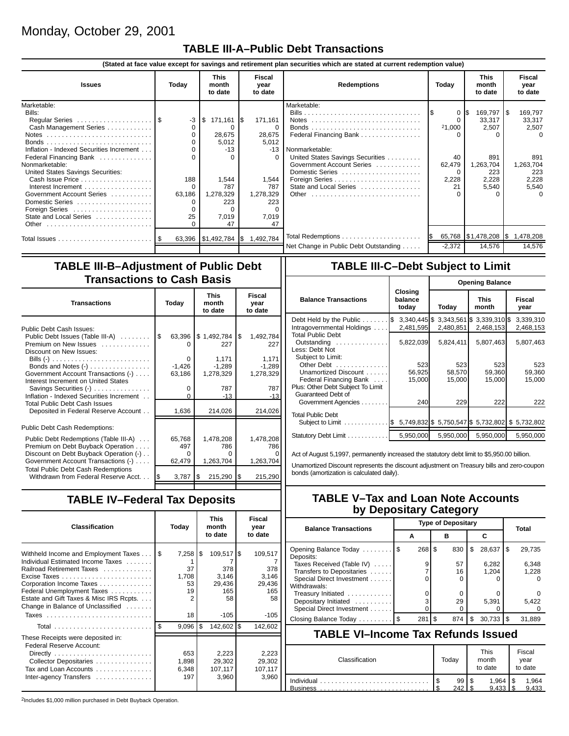Monday, October 29, 2001

## TABLE III-A–Public Debt Transactions

(Stated at face value except for savings and retirement plan securities which are stated at current redemption value)

| Issues | Today | This month to date | Fiscal year to date | Redemptions | Today | This month to date | Fiscal year to date |
|---|---|---|---|---|---|---|---|
| Marketable: | | | | Marketable: | | | |
| Bills: | | | | Bills | $ 0 | $ 169,797 | $ 169,797 |
| Regular Series | $ -3 | $ 171,161 | $ 171,161 | Notes | 0 | 33,317 | 33,317 |
| Cash Management Series | 0 | 0 | 0 | Bonds | [2]1,000 | 2,507 | 2,507 |
| Notes | 0 | 28,675 | 28,675 | Federal Financing Bank | 0 | 0 | 0 |
| Bonds | 0 | 5,012 | 5,012 | | | | |
| Inflation - Indexed Securities Increment | 0 | -13 | -13 | Nonmarketable: | | | |
| Federal Financing Bank | 0 | 0 | 0 | United States Savings Securities | 40 | 891 | 891 |
| Nonmarketable: | | | | Government Account Series | 62,479 | 1,263,704 | 1,263,704 |
| United States Savings Securities: | | | | Domestic Series | 0 | 223 | 223 |
| Cash Issue Price | 188 | 1,544 | 1,544 | Foreign Series | 2,228 | 2,228 | 2,228 |
| Interest Increment | 0 | 787 | 787 | State and Local Series | 21 | 5,540 | 5,540 |
| Government Account Series | 63,186 | 1,278,329 | 1,278,329 | Other | 0 | 0 | 0 |
| Domestic Series | 0 | 223 | 223 | | | | |
| Foreign Series | 0 | 0 | 0 | | | | |
| State and Local Series | 25 | 7,019 | 7,019 | | | | |
| Other | 0 | 47 | 47 | | | | |
| Total Issues | $ 63,396 | $1,492,784 | $ 1,492,784 | Total Redemptions | $ 65,768 | $1,478,208 | $ 1,478,208 |
| | | | | Net Change in Public Debt Outstanding | -2,372 | 14,576 | 14,576 |

## TABLE III-B–Adjustment of Public Debt Transactions to Cash Basis

| Transactions | Today | This month to date | Fiscal year to date |
|---|---|---|---|
| Public Debt Cash Issues: | | | |
| Public Debt Issues (Table III-A) | $ 63,396 | $ 1,492,784 | $ 1,492,784 |
| Premium on New Issues | 0 | 227 | 227 |
| Discount on New Issues: | | | |
| Bills (-) | 0 | 1,171 | 1,171 |
| Bonds and Notes (-) | -1,426 | -1,289 | -1,289 |
| Government Account Transactions (-) | 63,186 | 1,278,329 | 1,278,329 |
| Interest Increment on United States Savings Securities (-) | 0 | 787 | 787 |
| Inflation - Indexed Securities Increment | 0 | -13 | -13 |
| Total Public Debt Cash Issues Deposited in Federal Reserve Account | 1,636 | 214,026 | 214,026 |
| Public Debt Cash Redemptions: | | | |
| Public Debt Redemptions (Table III-A) | 65,768 | 1,478,208 | 1,478,208 |
| Premium on Debt Buyback Operation | 497 | 786 | 786 |
| Discount on Debt Buyback Operation (-) | 0 | 0 | 0 |
| Government Account Transactions (-) | 62,479 | 1,263,704 | 1,263,704 |
| Total Public Debt Cash Redemptions Withdrawn from Federal Reserve Acct. | $ 3,787 | $ 215,290 | $ 215,290 |

## TABLE III-C–Debt Subject to Limit

| Balance Transactions | Closing balance today | Opening Balance Today | Opening Balance This month | Opening Balance Fiscal year |
|---|---|---|---|---|
| Debt Held by the Public | $ 3,340,445 | $ 3,343,561 | $ 3,339,310 | $ 3,339,310 |
| Intragovernmental Holdings | 2,481,595 | 2,480,851 | 2,468,153 | 2,468,153 |
| Total Public Debt Outstanding | 5,822,039 | 5,824,411 | 5,807,463 | 5,807,463 |
| Less: Debt Not Subject to Limit: | | | | |
| Other Debt | 523 | 523 | 523 | 523 |
| Unamortized Discount | 56,925 | 58,570 | 59,360 | 59,360 |
| Federal Financing Bank | 15,000 | 15,000 | 15,000 | 15,000 |
| Plus: Other Debt Subject To Limit Guaranteed Debt of Government Agencies | 240 | 229 | 222 | 222 |
| Total Public Debt Subject to Limit | $ 5,749,832 | $ 5,750,547 | $ 5,732,802 | $ 5,732,802 |
| Statutory Debt Limit | 5,950,000 | 5,950,000 | 5,950,000 | 5,950,000 |

Act of August 5,1997, permanently increased the statutory debt limit to $5,950.00 billion.

Unamortized Discount represents the discount adjustment on Treasury bills and zero-coupon bonds (amortization is calculated daily).

## TABLE IV–Federal Tax Deposits

| Classification | Today | This month to date | Fiscal year to date |
|---|---|---|---|
| Withheld Income and Employment Taxes | $ 7,258 | $ 109,517 | $ 109,517 |
| Individual Estimated Income Taxes | 1 | 7 | 7 |
| Railroad Retirement Taxes | 37 | 378 | 378 |
| Excise Taxes | 1,708 | 3,146 | 3,146 |
| Corporation Income Taxes | 53 | 29,436 | 29,436 |
| Federal Unemployment Taxes | 19 | 165 | 165 |
| Estate and Gift Taxes & Misc IRS Rcpts. | 2 | 58 | 58 |
| Change in Balance of Unclassified Taxes | 18 | -105 | -105 |
| Total | $ 9,096 | $ 142,602 | $ 142,602 |
| These Receipts were deposited in: | | | |
| Federal Reserve Account: | | | |
| Directly | 653 | 2,223 | 2,223 |
| Collector Depositaries | 1,898 | 29,302 | 29,302 |
| Tax and Loan Accounts | 6,348 | 107,117 | 107,117 |
| Inter-agency Transfers | 197 | 3,960 | 3,960 |

## TABLE V–Tax and Loan Note Accounts by Depositary Category

| Balance Transactions | Type of Depositary A | B | C | Total |
|---|---|---|---|---|
| Opening Balance Today | $ 268 | $ 830 | $ 28,637 | $ 29,735 |
| Deposits: | | | | |
| Taxes Received (Table IV) | 9 | 57 | 6,282 | 6,348 |
| Transfers to Depositaries | 7 | 16 | 1,204 | 1,228 |
| Special Direct Investment | 0 | 0 | 0 | 0 |
| Withdrawals: | | | | |
| Treasury Initiated | 0 | 0 | 0 | 0 |
| Depositary Initiated | 3 | 29 | 5,391 | 5,422 |
| Special Direct Investment | 0 | 0 | 0 | 0 |
| Closing Balance Today | $ 281 | $ 874 | $ 30,733 | $ 31,889 |

## TABLE VI–Income Tax Refunds Issued

| Classification | Today | This month to date | Fiscal year to date |
|---|---|---|---|
| Individual | $ 99 | $ 1,964 | $ 1,964 |
| Business | $ 242 | $ 9,433 | $ 9,433 |

[2]Includes $1,000 million purchased in Debt Buyback Operation.